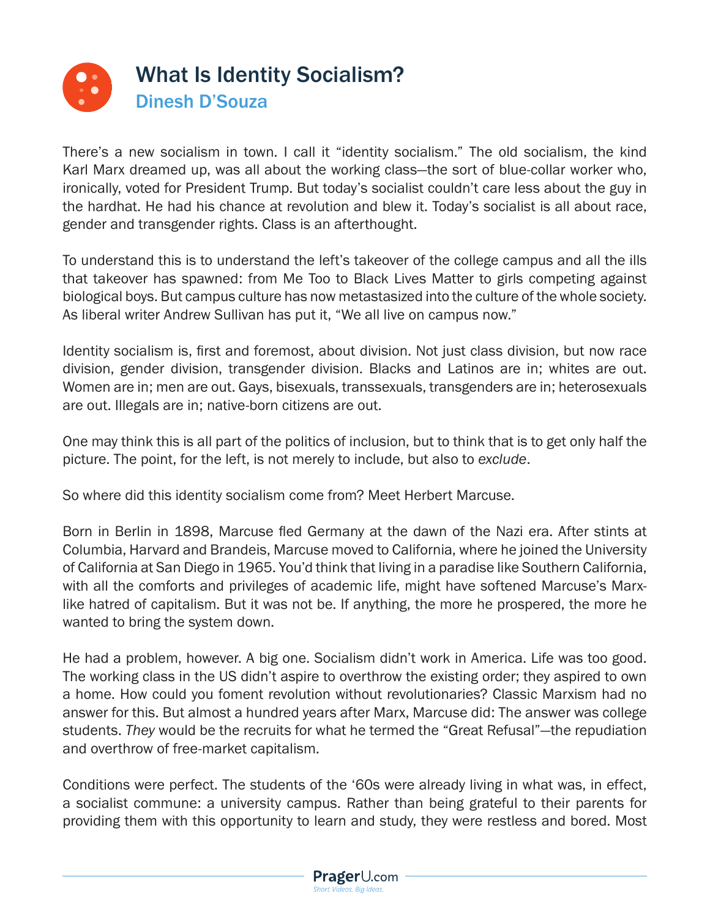# What Is Identity Socialism?

## Dinesh D'Souza

There's a new socialism in town. I call it "identity socialism." The old socialism, the kind Karl Marx dreamed up, was all about the working class—the sort of blue-collar worker who, ironically, voted for President Trump. But today's socialist couldn't care less about the guy in the hardhat. He had his chance at revolution and blew it. Today's socialist is all about race, gender and transgender rights. Class is an afterthought.

To understand this is to understand the left's takeover of the college campus and all the ills that takeover has spawned: from Me Too to Black Lives Matter to girls competing against biological boys. But campus culture has now metastasized into the culture of the whole society. As liberal writer Andrew Sullivan has put it, "We all live on campus now."

Identity socialism is, first and foremost, about division. Not just class division, but now race division, gender division, transgender division. Blacks and Latinos are in; whites are out. Women are in; men are out. Gays, bisexuals, transsexuals, transgenders are in; heterosexuals are out. Illegals are in; native-born citizens are out.

One may think this is all part of the politics of inclusion, but to think that is to get only half the picture. The point, for the left, is not merely to include, but also to *exclude*.

So where did this identity socialism come from? Meet Herbert Marcuse.

Born in Berlin in 1898, Marcuse fled Germany at the dawn of the Nazi era. After stints at Columbia, Harvard and Brandeis, Marcuse moved to California, where he joined the University of California at San Diego in 1965. You'd think that living in a paradise like Southern California, with all the comforts and privileges of academic life, might have softened Marcuse's Marx-like hatred of capitalism. But it was not be. If anything, the more he prospered, the more he wanted to bring the system down.

He had a problem, however. A big one. Socialism didn't work in America. Life was too good. The working class in the US didn't aspire to overthrow the existing order; they aspired to own a home. How could you foment revolution without revolutionaries? Classic Marxism had no answer for this. But almost a hundred years after Marx, Marcuse did: The answer was college students. *They* would be the recruits for what he termed the "Great Refusal"—the repudiation and overthrow of free-market capitalism.

Conditions were perfect. The students of the '60s were already living in what was, in effect, a socialist commune: a university campus. Rather than being grateful to their parents for providing them with this opportunity to learn and study, they were restless and bored. Most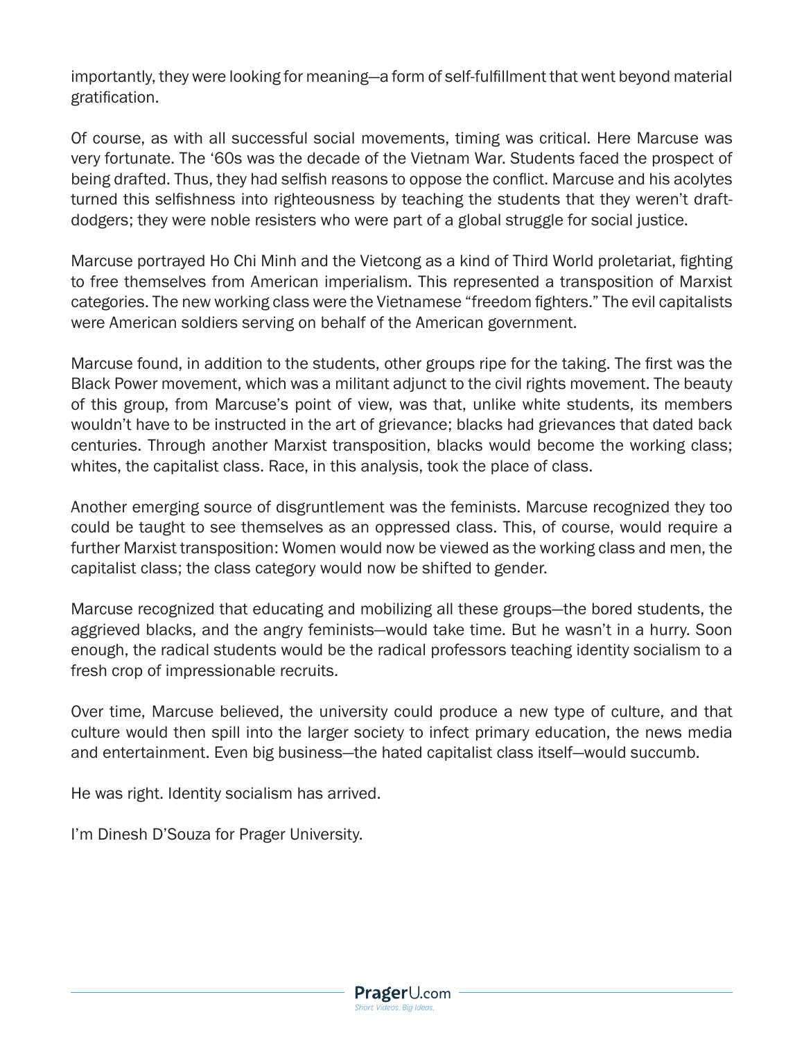importantly, they were looking for meaning—a form of self-fulfillment that went beyond material gratification.

Of course, as with all successful social movements, timing was critical. Here Marcuse was very fortunate. The '60s was the decade of the Vietnam War. Students faced the prospect of being drafted. Thus, they had selfish reasons to oppose the conflict. Marcuse and his acolytes turned this selfishness into righteousness by teaching the students that they weren't draft-dodgers; they were noble resisters who were part of a global struggle for social justice.

Marcuse portrayed Ho Chi Minh and the Vietcong as a kind of Third World proletariat, fighting to free themselves from American imperialism. This represented a transposition of Marxist categories. The new working class were the Vietnamese "freedom fighters." The evil capitalists were American soldiers serving on behalf of the American government.

Marcuse found, in addition to the students, other groups ripe for the taking. The first was the Black Power movement, which was a militant adjunct to the civil rights movement. The beauty of this group, from Marcuse's point of view, was that, unlike white students, its members wouldn't have to be instructed in the art of grievance; blacks had grievances that dated back centuries. Through another Marxist transposition, blacks would become the working class; whites, the capitalist class. Race, in this analysis, took the place of class.

Another emerging source of disgruntlement was the feminists. Marcuse recognized they too could be taught to see themselves as an oppressed class. This, of course, would require a further Marxist transposition: Women would now be viewed as the working class and men, the capitalist class; the class category would now be shifted to gender.

Marcuse recognized that educating and mobilizing all these groups—the bored students, the aggrieved blacks, and the angry feminists—would take time. But he wasn't in a hurry. Soon enough, the radical students would be the radical professors teaching identity socialism to a fresh crop of impressionable recruits.

Over time, Marcuse believed, the university could produce a new type of culture, and that culture would then spill into the larger society to infect primary education, the news media and entertainment. Even big business—the hated capitalist class itself—would succumb.

He was right. Identity socialism has arrived.

I'm Dinesh D'Souza for Prager University.